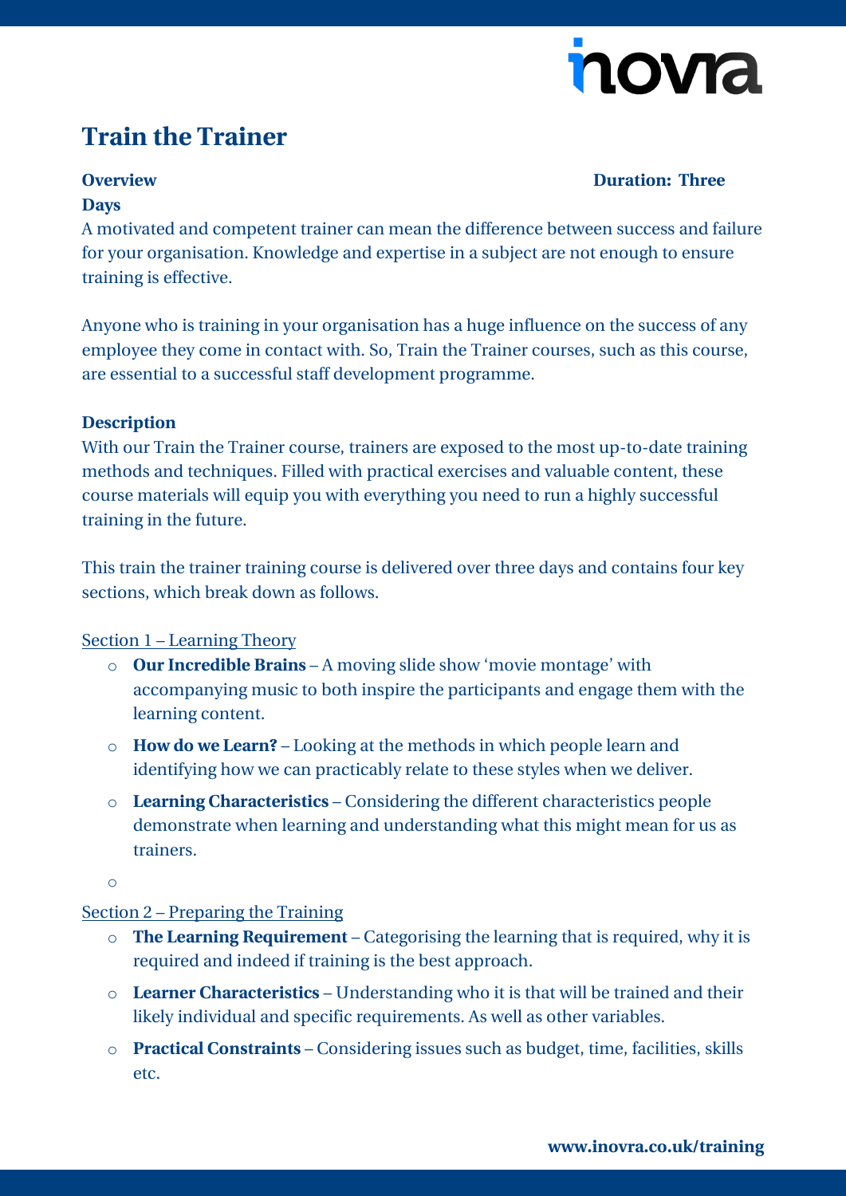# Train the Trainer

**Overview** **Duration: Three Days**

A motivated and competent trainer can mean the difference between success and failure for your organisation. Knowledge and expertise in a subject are not enough to ensure training is effective.

Anyone who is training in your organisation has a huge influence on the success of any employee they come in contact with. So, Train the Trainer courses, such as this course, are essential to a successful staff development programme.

**Description**

With our Train the Trainer course, trainers are exposed to the most up-to-date training methods and techniques. Filled with practical exercises and valuable content, these course materials will equip you with everything you need to run a highly successful training in the future.

This train the trainer training course is delivered over three days and contains four key sections, which break down as follows.

Section 1 – Learning Theory

- **Our Incredible Brains** – A moving slide show 'movie montage' with accompanying music to both inspire the participants and engage them with the learning content.
- **How do we Learn?** – Looking at the methods in which people learn and identifying how we can practicably relate to these styles when we deliver.
- **Learning Characteristics** – Considering the different characteristics people demonstrate when learning and understanding what this might mean for us as trainers.

Section 2 – Preparing the Training

- **The Learning Requirement** – Categorising the learning that is required, why it is required and indeed if training is the best approach.
- **Learner Characteristics** – Understanding who it is that will be trained and their likely individual and specific requirements. As well as other variables.
- **Practical Constraints** – Considering issues such as budget, time, facilities, skills etc.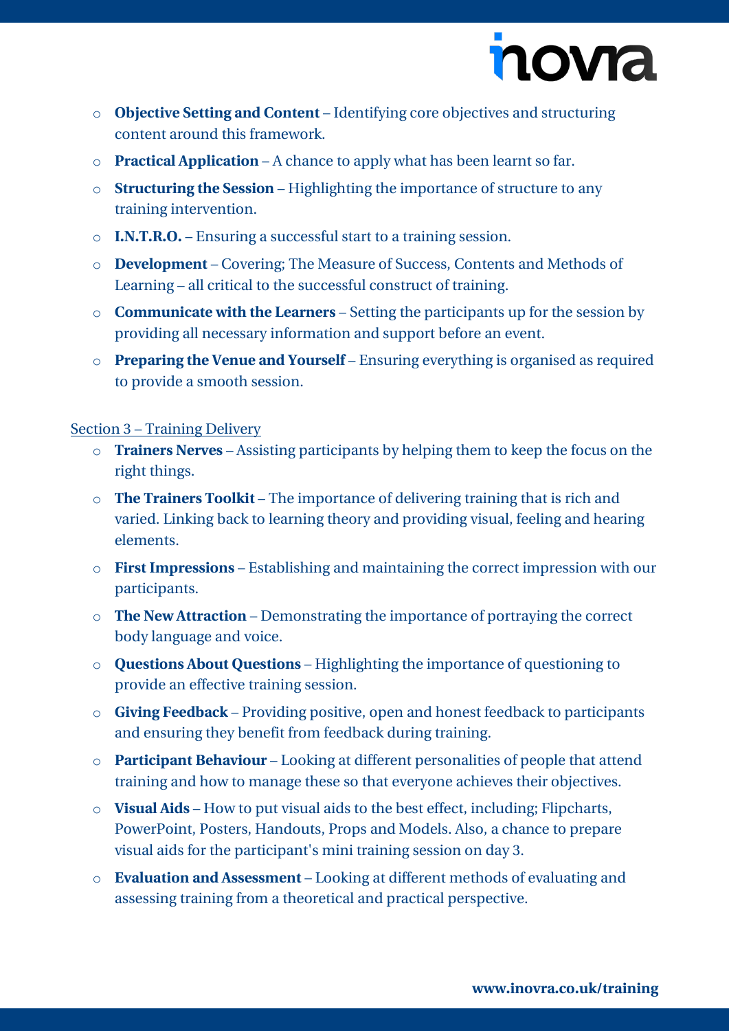- **Objective Setting and Content** – Identifying core objectives and structuring content around this framework.
- **Practical Application** – A chance to apply what has been learnt so far.
- **Structuring the Session** – Highlighting the importance of structure to any training intervention.
- **I.N.T.R.O.** – Ensuring a successful start to a training session.
- **Development** – Covering; The Measure of Success, Contents and Methods of Learning – all critical to the successful construct of training.
- **Communicate with the Learners** – Setting the participants up for the session by providing all necessary information and support before an event.
- **Preparing the Venue and Yourself** – Ensuring everything is organised as required to provide a smooth session.

Section 3 – Training Delivery

- **Trainers Nerves** – Assisting participants by helping them to keep the focus on the right things.
- **The Trainers Toolkit** – The importance of delivering training that is rich and varied. Linking back to learning theory and providing visual, feeling and hearing elements.
- **First Impressions** – Establishing and maintaining the correct impression with our participants.
- **The New Attraction** – Demonstrating the importance of portraying the correct body language and voice.
- **Questions About Questions** – Highlighting the importance of questioning to provide an effective training session.
- **Giving Feedback** – Providing positive, open and honest feedback to participants and ensuring they benefit from feedback during training.
- **Participant Behaviour** – Looking at different personalities of people that attend training and how to manage these so that everyone achieves their objectives.
- **Visual Aids** – How to put visual aids to the best effect, including; Flipcharts, PowerPoint, Posters, Handouts, Props and Models. Also, a chance to prepare visual aids for the participant's mini training session on day 3.
- **Evaluation and Assessment** – Looking at different methods of evaluating and assessing training from a theoretical and practical perspective.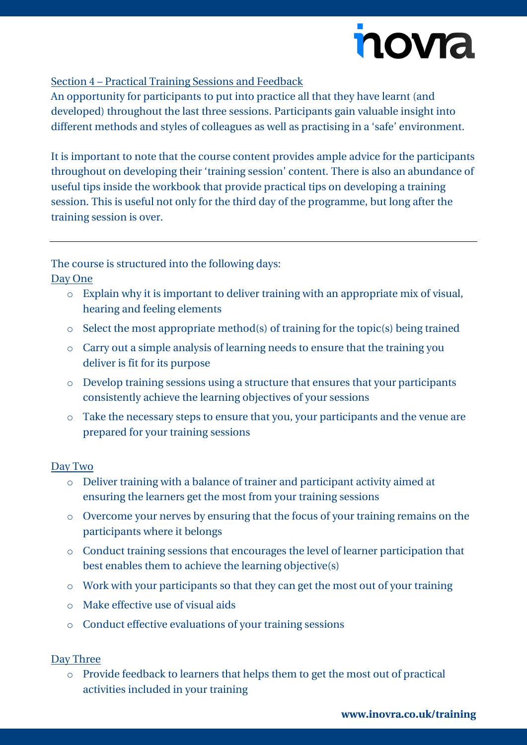Section 4 – Practical Training Sessions and Feedback

An opportunity for participants to put into practice all that they have learnt (and developed) throughout the last three sessions. Participants gain valuable insight into different methods and styles of colleagues as well as practising in a 'safe' environment.

It is important to note that the course content provides ample advice for the participants throughout on developing their 'training session' content. There is also an abundance of useful tips inside the workbook that provide practical tips on developing a training session. This is useful not only for the third day of the programme, but long after the training session is over.

---

The course is structured into the following days:

Day One

- Explain why it is important to deliver training with an appropriate mix of visual, hearing and feeling elements
- Select the most appropriate method(s) of training for the topic(s) being trained
- Carry out a simple analysis of learning needs to ensure that the training you deliver is fit for its purpose
- Develop training sessions using a structure that ensures that your participants consistently achieve the learning objectives of your sessions
- Take the necessary steps to ensure that you, your participants and the venue are prepared for your training sessions

Day Two

- Deliver training with a balance of trainer and participant activity aimed at ensuring the learners get the most from your training sessions
- Overcome your nerves by ensuring that the focus of your training remains on the participants where it belongs
- Conduct training sessions that encourages the level of learner participation that best enables them to achieve the learning objective(s)
- Work with your participants so that they can get the most out of your training
- Make effective use of visual aids
- Conduct effective evaluations of your training sessions

Day Three

- Provide feedback to learners that helps them to get the most out of practical activities included in your training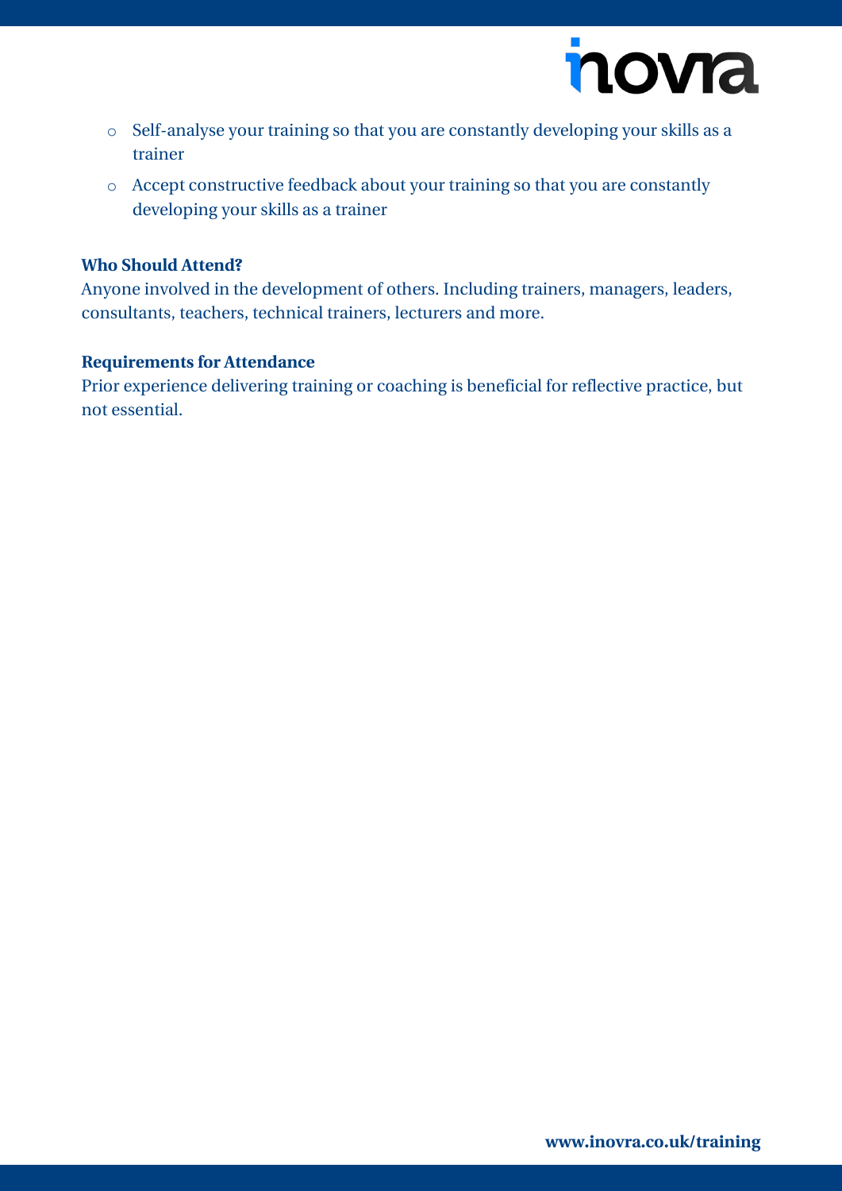- Self-analyse your training so that you are constantly developing your skills as a trainer
- Accept constructive feedback about your training so that you are constantly developing your skills as a trainer

**Who Should Attend?**

Anyone involved in the development of others. Including trainers, managers, leaders, consultants, teachers, technical trainers, lecturers and more.

**Requirements for Attendance**

Prior experience delivering training or coaching is beneficial for reflective practice, but not essential.